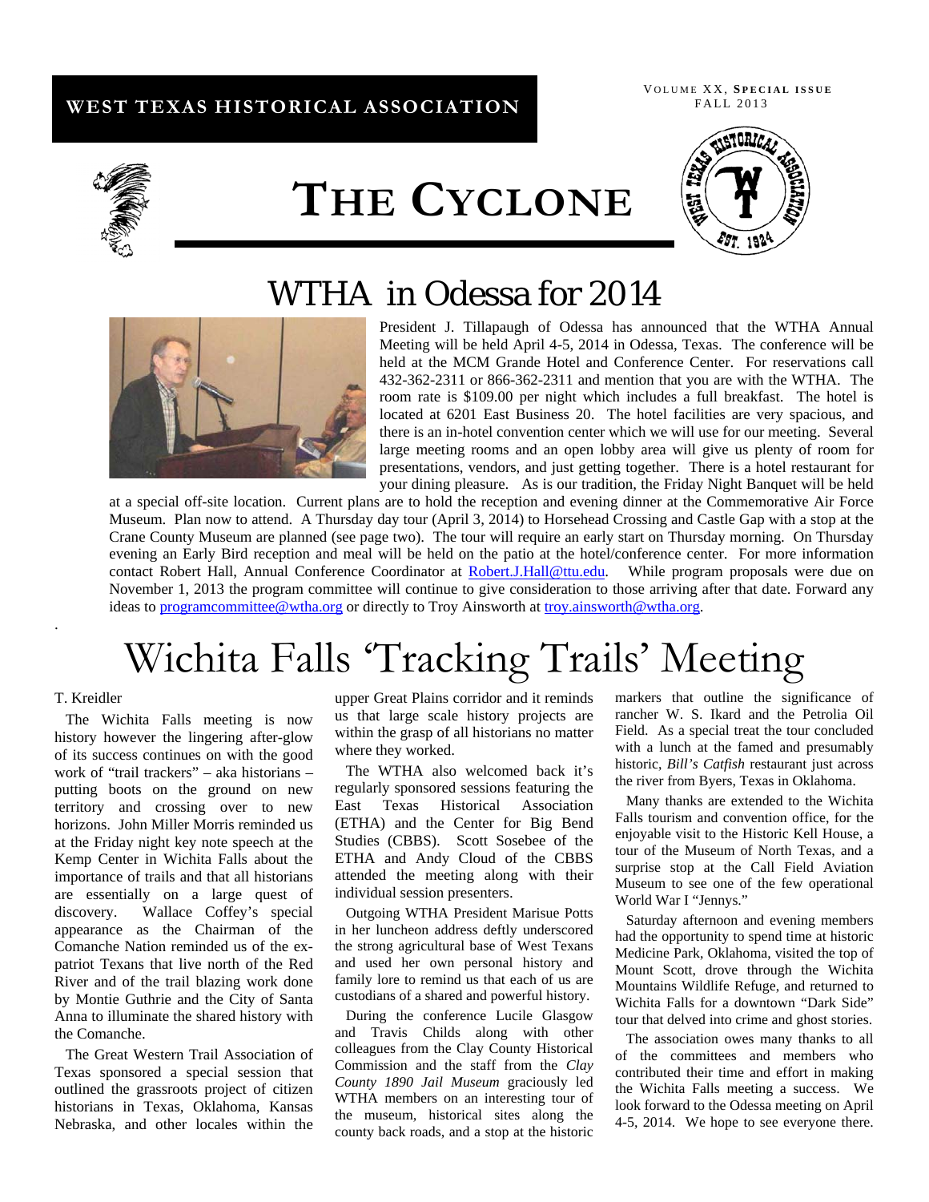WEST TEXAS HISTORICAL ASSOCIATION

VOLUME XX, SPECIAL ISSUE
FALL 2013

# THE CYCLONE

## WTHA in Odessa for 2014

President J. Tillapaugh of Odessa has announced that the WTHA Annual Meeting will be held April 4-5, 2014 in Odessa, Texas. The conference will be held at the MCM Grande Hotel and Conference Center. For reservations call 432-362-2311 or 866-362-2311 and mention that you are with the WTHA. The room rate is $109.00 per night which includes a full breakfast. The hotel is located at 6201 East Business 20. The hotel facilities are very spacious, and there is an in-hotel convention center which we will use for our meeting. Several large meeting rooms and an open lobby area will give us plenty of room for presentations, vendors, and just getting together. There is a hotel restaurant for your dining pleasure. As is our tradition, the Friday Night Banquet will be held at a special off-site location. Current plans are to hold the reception and evening dinner at the Commemorative Air Force Museum. Plan now to attend. A Thursday day tour (April 3, 2014) to Horsehead Crossing and Castle Gap with a stop at the Crane County Museum are planned (see page two). The tour will require an early start on Thursday morning. On Thursday evening an Early Bird reception and meal will be held on the patio at the hotel/conference center. For more information contact Robert Hall, Annual Conference Coordinator at Robert.J.Hall@ttu.edu. While program proposals were due on November 1, 2013 the program committee will continue to give consideration to those arriving after that date. Forward any ideas to programcommittee@wtha.org or directly to Troy Ainsworth at troy.ainsworth@wtha.org.

## Wichita Falls 'Tracking Trails' Meeting

T. Kreidler

The Wichita Falls meeting is now history however the lingering after-glow of its success continues on with the good work of "trail trackers" – aka historians – putting boots on the ground on new territory and crossing over to new horizons. John Miller Morris reminded us at the Friday night key note speech at the Kemp Center in Wichita Falls about the importance of trails and that all historians are essentially on a large quest of discovery. Wallace Coffey's special appearance as the Chairman of the Comanche Nation reminded us of the ex-patriot Texans that live north of the Red River and of the trail blazing work done by Montie Guthrie and the City of Santa Anna to illuminate the shared history with the Comanche.

The Great Western Trail Association of Texas sponsored a special session that outlined the grassroots project of citizen historians in Texas, Oklahoma, Kansas Nebraska, and other locales within the upper Great Plains corridor and it reminds us that large scale history projects are within the grasp of all historians no matter where they worked.

The WTHA also welcomed back it's regularly sponsored sessions featuring the East Texas Historical Association (ETHA) and the Center for Big Bend Studies (CBBS). Scott Sosebee of the ETHA and Andy Cloud of the CBBS attended the meeting along with their individual session presenters.

Outgoing WTHA President Marisue Potts in her luncheon address deftly underscored the strong agricultural base of West Texans and used her own personal history and family lore to remind us that each of us are custodians of a shared and powerful history.

During the conference Lucile Glasgow and Travis Childs along with other colleagues from the Clay County Historical Commission and the staff from the *Clay County 1890 Jail Museum* graciously led WTHA members on an interesting tour of the museum, historical sites along the county back roads, and a stop at the historic markers that outline the significance of rancher W. S. Ikard and the Petrolia Oil Field. As a special treat the tour concluded with a lunch at the famed and presumably historic, *Bill's Catfish* restaurant just across the river from Byers, Texas in Oklahoma.

Many thanks are extended to the Wichita Falls tourism and convention office, for the enjoyable visit to the Historic Kell House, a tour of the Museum of North Texas, and a surprise stop at the Call Field Aviation Museum to see one of the few operational World War I "Jennys."

Saturday afternoon and evening members had the opportunity to spend time at historic Medicine Park, Oklahoma, visited the top of Mount Scott, drove through the Wichita Mountains Wildlife Refuge, and returned to Wichita Falls for a downtown "Dark Side" tour that delved into crime and ghost stories.

The association owes many thanks to all of the committees and members who contributed their time and effort in making the Wichita Falls meeting a success. We look forward to the Odessa meeting on April 4-5, 2014. We hope to see everyone there.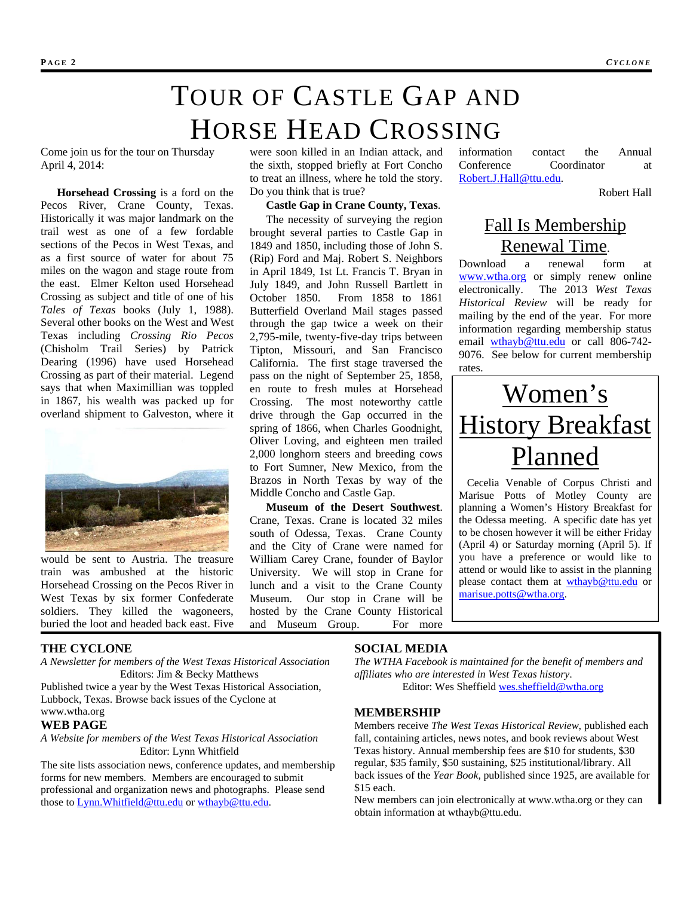# Tour of Castle Gap and Horse Head Crossing

Come join us for the tour on Thursday April 4, 2014:

**Horsehead Crossing** is a ford on the Pecos River, Crane County, Texas. Historically it was major landmark on the trail west as one of a few fordable sections of the Pecos in West Texas, and as a first source of water for about 75 miles on the wagon and stage route from the east. Elmer Kelton used Horsehead Crossing as subject and title of one of his *Tales of Texas* books (July 1, 1988). Several other books on the West and West Texas including *Crossing Rio Pecos* (Chisholm Trail Series) by Patrick Dearing (1996) have used Horsehead Crossing as part of their material. Legend says that when Maximillian was toppled in 1867, his wealth was packed up for overland shipment to Galveston, where it would be sent to Austria. The treasure train was ambushed at the historic Horsehead Crossing on the Pecos River in West Texas by six former Confederate soldiers. They killed the wagoneers, buried the loot and headed back east. Five were soon killed in an Indian attack, and the sixth, stopped briefly at Fort Concho to treat an illness, where he told the story. Do you think that is true?

**Castle Gap in Crane County, Texas**.

The necessity of surveying the region brought several parties to Castle Gap in 1849 and 1850, including those of John S. (Rip) Ford and Maj. Robert S. Neighbors in April 1849, 1st Lt. Francis T. Bryan in July 1849, and John Russell Bartlett in October 1850. From 1858 to 1861 Butterfield Overland Mail stages passed through the gap twice a week on their 2,795-mile, twenty-five-day trips between Tipton, Missouri, and San Francisco California. The first stage traversed the pass on the night of September 25, 1858, en route to fresh mules at Horsehead Crossing. The most noteworthy cattle drive through the Gap occurred in the spring of 1866, when Charles Goodnight, Oliver Loving, and eighteen men trailed 2,000 longhorn steers and breeding cows to Fort Sumner, New Mexico, from the Brazos in North Texas by way of the Middle Concho and Castle Gap.

**Museum of the Desert Southwest**. Crane, Texas. Crane is located 32 miles south of Odessa, Texas. Crane County and the City of Crane were named for William Carey Crane, founder of Baylor University. We will stop in Crane for lunch and a visit to the Crane County Museum. Our stop in Crane will be hosted by the Crane County Historical and Museum Group. For more information contact the Annual Conference Coordinator at Robert.J.Hall@ttu.edu.

Robert Hall

## Fall Is Membership Renewal Time.

Download a renewal form at www.wtha.org or simply renew online electronically. The 2013 *West Texas Historical Review* will be ready for mailing by the end of the year. For more information regarding membership status email wthayb@ttu.edu or call 806-742-9076. See below for current membership rates.

## Women's History Breakfast Planned

Cecelia Venable of Corpus Christi and Marisue Potts of Motley County are planning a Women's History Breakfast for the Odessa meeting. A specific date has yet to be chosen however it will be either Friday (April 4) or Saturday morning (April 5). If you have a preference or would like to attend or would like to assist in the planning please contact them at wthayb@ttu.edu or marisue.potts@wtha.org.

### THE CYCLONE

*A Newsletter for members of the West Texas Historical Association*
Editors: Jim & Becky Matthews

Published twice a year by the West Texas Historical Association, Lubbock, Texas. Browse back issues of the Cyclone at www.wtha.org

### WEB PAGE

*A Website for members of the West Texas Historical Association*
Editor: Lynn Whitfield

The site lists association news, conference updates, and membership forms for new members. Members are encouraged to submit professional and organization news and photographs. Please send those to Lynn.Whitfield@ttu.edu or wthayb@ttu.edu.

### SOCIAL MEDIA

*The WTHA Facebook is maintained for the benefit of members and affiliates who are interested in West Texas history.*
Editor: Wes Sheffield wes.sheffield@wtha.org

### MEMBERSHIP

Members receive *The West Texas Historical Review*, published each fall, containing articles, news notes, and book reviews about West Texas history. Annual membership fees are $10 for students, $30 regular, $35 family, $50 sustaining, $25 institutional/library. All back issues of the *Year Book*, published since 1925, are available for $15 each.

New members can join electronically at www.wtha.org or they can obtain information at wthayb@ttu.edu.